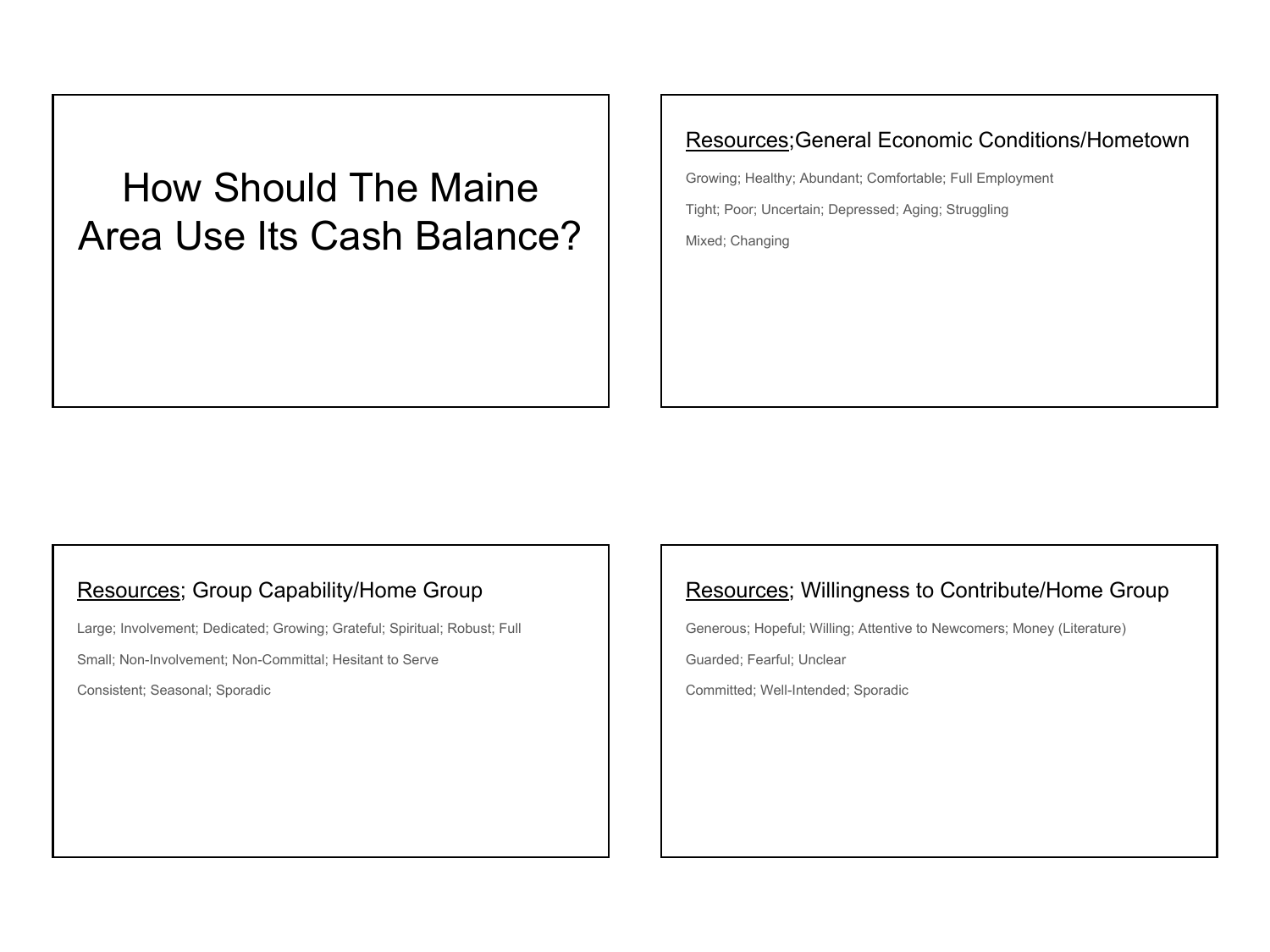# How Should The Maine Area Use Its Cash Balance?

## Resources;General Economic Conditions/Hometown

Growing; Healthy; Abundant; Comfortable; Full Employment

Tight; Poor; Uncertain; Depressed; Aging; Struggling

Mixed; Changing

## Resources; Group Capability/Home Group

Large; Involvement; Dedicated; Growing; Grateful; Spiritual; Robust; Full

Small; Non-Involvement; Non-Committal; Hesitant to Serve

Consistent; Seasonal; Sporadic

## Resources; Willingness to Contribute/Home Group

Generous; Hopeful; Willing; Attentive to Newcomers; Money (Literature)

Guarded; Fearful; Unclear

Committed; Well-Intended; Sporadic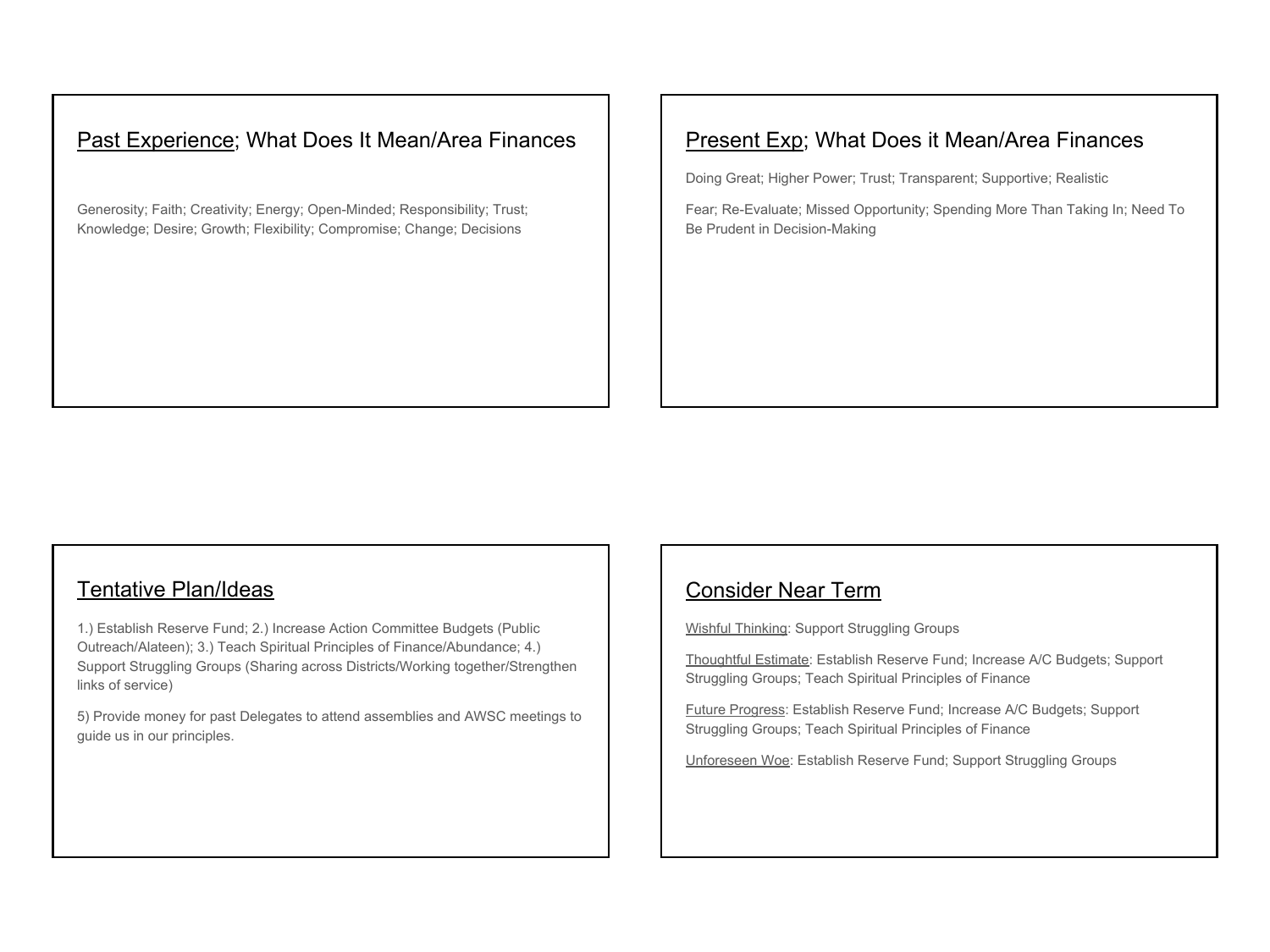## <u>Past Experience</u>; What Does It Mean/Area Finances

Generosity; Faith; Creativity; Energy; Open-Minded; Responsibility; Trust; Knowledge; Desire; Growth; Flexibility; Compromise; Change; Decisions

## <u>Present Exp</u>; What Does it Mean/Area Finances

Doing Great; Higher Power; Trust; Transparent; Supportive; Realistic

Fear; Re-Evaluate; Missed Opportunity; Spending More Than Taking In; Need To Be Prudent in Decision-Making

## <u>Tentative Plan/Ideas</u>

1.) Establish Reserve Fund; 2.) Increase Action Committee Budgets (Public Outreach/Alateen); 3.) Teach Spiritual Principles of Finance/Abundance; 4.) Support Struggling Groups (Sharing across Districts/Working together/Strengthen links of service)

5) Provide money for past Delegates to attend assemblies and AWSC meetings to guide us in our principles.

## <u>Consider Near Term</u>

<u>Wishful Thinking</u>: Support Struggling Groups

<u>Thoughtful Estimate</u>: Establish Reserve Fund; Increase A/C Budgets; Support Struggling Groups; Teach Spiritual Principles of Finance

<u>Future Progress</u>: Establish Reserve Fund; Increase A/C Budgets; Support Struggling Groups; Teach Spiritual Principles of Finance

<u>Unforeseen Woe</u>: Establish Reserve Fund; Support Struggling Groups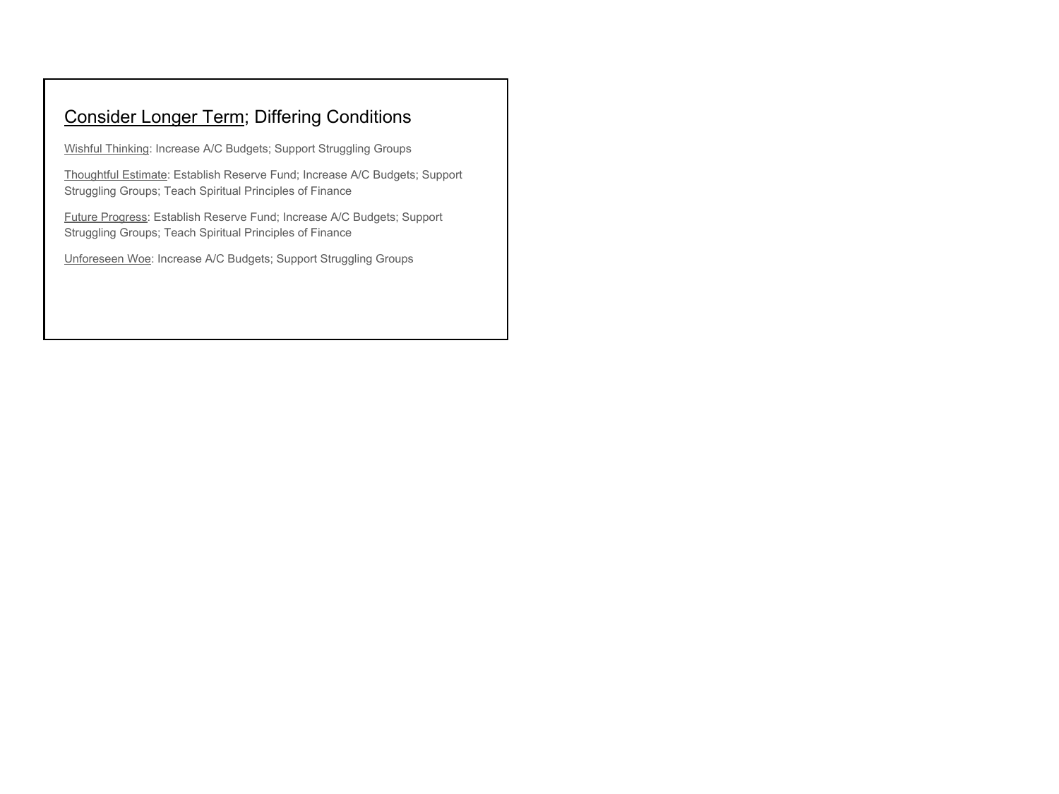## Consider Longer Term; Differing Conditions

Wishful Thinking: Increase A/C Budgets; Support Struggling Groups

Thoughtful Estimate: Establish Reserve Fund; Increase A/C Budgets; Support Struggling Groups; Teach Spiritual Principles of Finance

Future Progress: Establish Reserve Fund; Increase A/C Budgets; Support Struggling Groups; Teach Spiritual Principles of Finance

Unforeseen Woe: Increase A/C Budgets; Support Struggling Groups